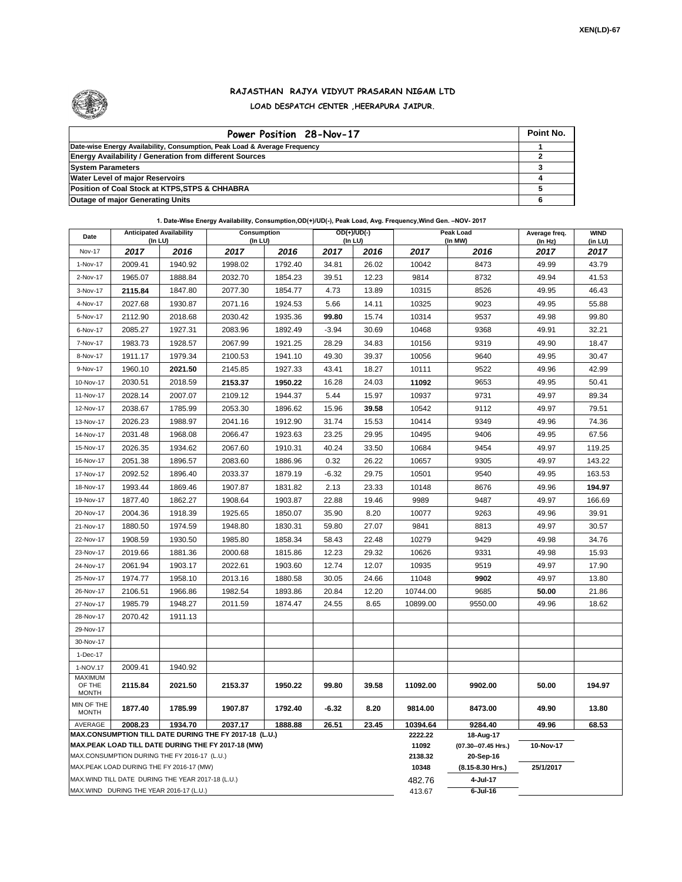XEN(LD)-67

# RAJASTHAN RAJYA VIDYUT PRASARAN NIGAM LTD

## LOAD DESPATCH CENTER ,HEERAPURA JAIPUR.

| Power Position 28-Nov-17 | Point No. |
|---|---|
| Date-wise Energy Availability, Consumption, Peak Load & Average Frequency | 1 |
| Energy Availability / Generation from different Sources | 2 |
| System Parameters | 3 |
| Water Level of major Reservoirs | 4 |
| Position of Coal Stock at KTPS,STPS & CHHABRA | 5 |
| Outage of major Generating Units | 6 |

**1. Date-Wise Energy Availability, Consumption,OD(+)/UD(-), Peak Load, Avg. Frequency,Wind Gen. –NOV- 2017**

| Date | Anticipated Availability (In LU) | | Consumption (In LU) | | OD(+)/UD(-) (In LU) | | Peak Load (In MW) | | Average freq. (In Hz) | WIND (in LU) |
|---|---|---|---|---|---|---|---|---|---|---|
| Nov-17 | 2017 | 2016 | 2017 | 2016 | 2017 | 2016 | 2017 | 2016 | 2017 | 2017 |
| 1-Nov-17 | 2009.41 | 1940.92 | 1998.02 | 1792.40 | 34.81 | 26.02 | 10042 | 8473 | 49.99 | 43.79 |
| 2-Nov-17 | 1965.07 | 1888.84 | 2032.70 | 1854.23 | 39.51 | 12.23 | 9814 | 8732 | 49.94 | 41.53 |
| 3-Nov-17 | **2115.84** | 1847.80 | 2077.30 | 1854.77 | 4.73 | 13.89 | 10315 | 8526 | 49.95 | 46.43 |
| 4-Nov-17 | 2027.68 | 1930.87 | 2071.16 | 1924.53 | 5.66 | 14.11 | 10325 | 9023 | 49.95 | 55.88 |
| 5-Nov-17 | 2112.90 | 2018.68 | 2030.42 | 1935.36 | **99.80** | 15.74 | 10314 | 9537 | 49.98 | 99.80 |
| 6-Nov-17 | 2085.27 | 1927.31 | 2083.96 | 1892.49 | -3.94 | 30.69 | 10468 | 9368 | 49.91 | 32.21 |
| 7-Nov-17 | 1983.73 | 1928.57 | 2067.99 | 1921.25 | 28.29 | 34.83 | 10156 | 9319 | 49.90 | 18.47 |
| 8-Nov-17 | 1911.17 | 1979.34 | 2100.53 | 1941.10 | 49.30 | 39.37 | 10056 | 9640 | 49.95 | 30.47 |
| 9-Nov-17 | 1960.10 | **2021.50** | 2145.85 | 1927.33 | 43.41 | 18.27 | 10111 | 9522 | 49.96 | 42.99 |
| 10-Nov-17 | 2030.51 | 2018.59 | **2153.37** | **1950.22** | 16.28 | 24.03 | **11092** | 9653 | 49.95 | 50.41 |
| 11-Nov-17 | 2028.14 | 2007.07 | 2109.12 | 1944.37 | 5.44 | 15.97 | 10937 | 9731 | 49.97 | 89.34 |
| 12-Nov-17 | 2038.67 | 1785.99 | 2053.30 | 1896.62 | 15.96 | **39.58** | 10542 | 9112 | 49.97 | 79.51 |
| 13-Nov-17 | 2026.23 | 1988.97 | 2041.16 | 1912.90 | 31.74 | 15.53 | 10414 | 9349 | 49.96 | 74.36 |
| 14-Nov-17 | 2031.48 | 1968.08 | 2066.47 | 1923.63 | 23.25 | 29.95 | 10495 | 9406 | 49.95 | 67.56 |
| 15-Nov-17 | 2026.35 | 1934.62 | 2067.60 | 1910.31 | 40.24 | 33.50 | 10684 | 9454 | 49.97 | 119.25 |
| 16-Nov-17 | 2051.38 | 1896.57 | 2083.60 | 1886.96 | 0.32 | 26.22 | 10657 | 9305 | 49.97 | 143.22 |
| 17-Nov-17 | 2092.52 | 1896.40 | 2033.37 | 1879.19 | -6.32 | 29.75 | 10501 | 9540 | 49.95 | 163.53 |
| 18-Nov-17 | 1993.44 | 1869.46 | 1907.87 | 1831.82 | 2.13 | 23.33 | 10148 | 8676 | 49.96 | **194.97** |
| 19-Nov-17 | 1877.40 | 1862.27 | 1908.64 | 1903.87 | 22.88 | 19.46 | 9989 | 9487 | 49.97 | 166.69 |
| 20-Nov-17 | 2004.36 | 1918.39 | 1925.65 | 1850.07 | 35.90 | 8.20 | 10077 | 9263 | 49.96 | 39.91 |
| 21-Nov-17 | 1880.50 | 1974.59 | 1948.80 | 1830.31 | 59.80 | 27.07 | 9841 | 8813 | 49.97 | 30.57 |
| 22-Nov-17 | 1908.59 | 1930.50 | 1985.80 | 1858.34 | 58.43 | 22.48 | 10279 | 9429 | 49.98 | 34.76 |
| 23-Nov-17 | 2019.66 | 1881.36 | 2000.68 | 1815.86 | 12.23 | 29.32 | 10626 | 9331 | 49.98 | 15.93 |
| 24-Nov-17 | 2061.94 | 1903.17 | 2022.61 | 1903.60 | 12.74 | 12.07 | 10935 | 9519 | 49.97 | 17.90 |
| 25-Nov-17 | 1974.77 | 1958.10 | 2013.16 | 1880.58 | 30.05 | 24.66 | 11048 | **9902** | 49.97 | 13.80 |
| 26-Nov-17 | 2106.51 | 1966.86 | 1982.54 | 1893.86 | 20.84 | 12.20 | 10744.00 | 9685 | **50.00** | 21.86 |
| 27-Nov-17 | 1985.79 | 1948.27 | 2011.59 | 1874.47 | 24.55 | 8.65 | 10899.00 | 9550.00 | 49.96 | 18.62 |
| 28-Nov-17 | 2070.42 | 1911.13 | | | | | | | | |
| 29-Nov-17 | | | | | | | | | | |
| 30-Nov-17 | | | | | | | | | | |
| 1-Dec-17 | | | | | | | | | | |
| 1-NOV.17 | 2009.41 | 1940.92 | | | | | | | | |
| MAXIMUM OF THE MONTH | **2115.84** | **2021.50** | **2153.37** | **1950.22** | **99.80** | **39.58** | **11092.00** | **9902.00** | **50.00** | **194.97** |
| MIN OF THE MONTH | **1877.40** | **1785.99** | **1907.87** | **1792.40** | **-6.32** | **8.20** | **9814.00** | **8473.00** | **49.90** | **13.80** |
| AVERAGE | **2008.23** | **1934.70** | **2037.17** | **1888.88** | **26.51** | **23.45** | **10394.64** | **9284.40** | **49.96** | **68.53** |
| **MAX.CONSUMPTION TILL DATE DURING THE FY 2017-18 (L.U.)** | | | | | | | **2222.22** | **18-Aug-17** | | |
| **MAX.PEAK LOAD TILL DATE DURING THE FY 2017-18 (MW)** | | | | | | | **11092** | **(07.30--07.45 Hrs.)** | **10-Nov-17** | |
| MAX.CONSUMPTION DURING THE FY 2016-17 (L.U.) | | | | | | | **2138.32** | **20-Sep-16** | | |
| MAX.PEAK LOAD DURING THE FY 2016-17 (MW) | | | | | | | **10348** | **(8.15-8.30 Hrs.)** | **25/1/2017** | |
| MAX.WIND TILL DATE DURING THE YEAR 2017-18 (L.U.) | | | | | | | 482.76 | **4-Jul-17** | | |
| MAX.WIND DURING THE YEAR 2016-17 (L.U.) | | | | | | | 413.67 | **6-Jul-16** | | |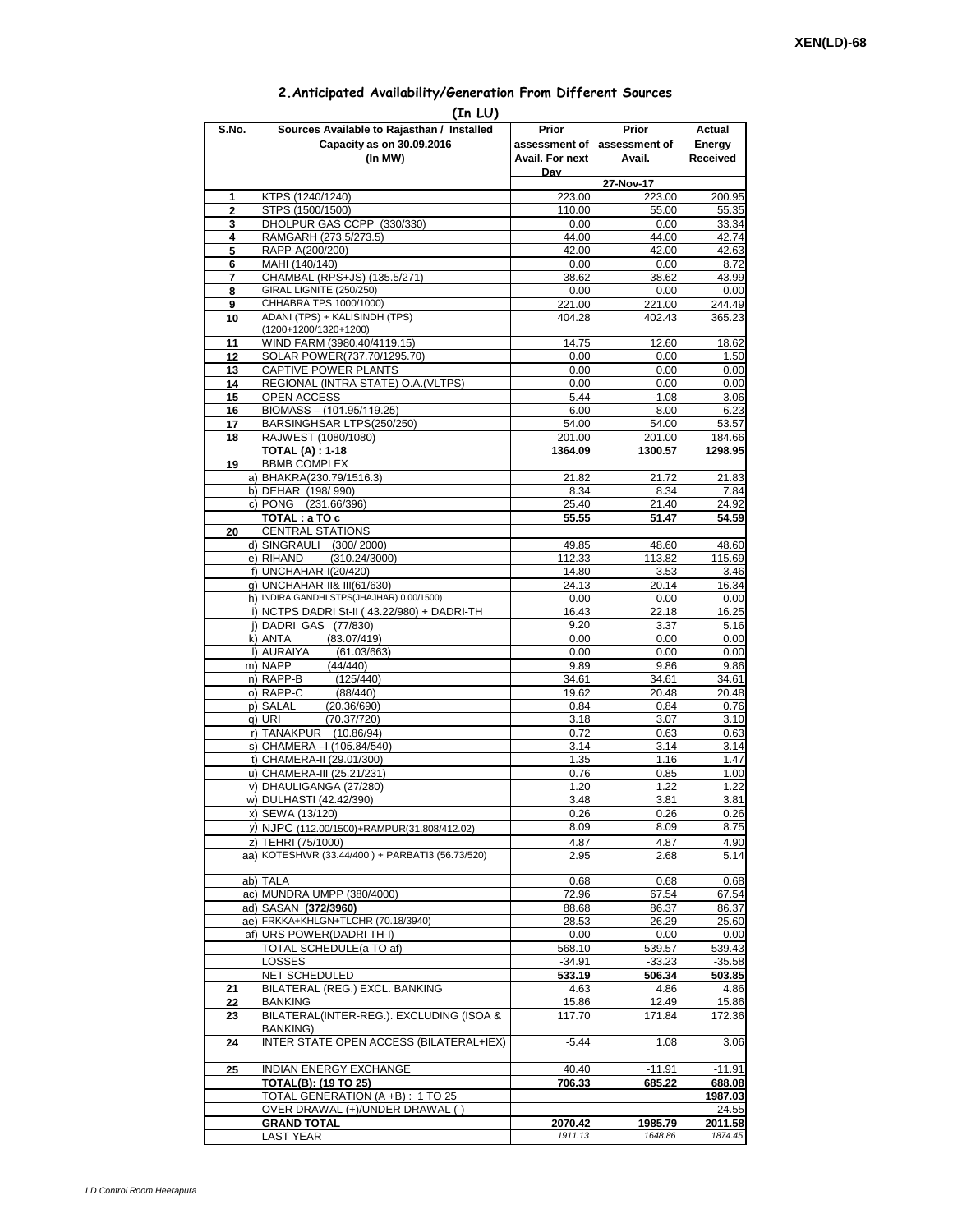XEN(LD)-68

## 2.Anticipated Availability/Generation From Different Sources

**(In LU)**

| S.No. | Sources Available to Rajasthan / Installed Capacity as on 30.09.2016 (In MW) | Prior assessment of Avail. For next Day | Prior assessment of Avail. | Actual Energy Received |
|---|---|---|---|---|
| | | | 27-Nov-17 | |
| 1 | KTPS (1240/1240) | 223.00 | 223.00 | 200.95 |
| 2 | STPS (1500/1500) | 110.00 | 55.00 | 55.35 |
| 3 | DHOLPUR GAS CCPP (330/330) | 0.00 | 0.00 | 33.34 |
| 4 | RAMGARH (273.5/273.5) | 44.00 | 44.00 | 42.74 |
| 5 | RAPP-A(200/200) | 42.00 | 42.00 | 42.63 |
| 6 | MAHI (140/140) | 0.00 | 0.00 | 8.72 |
| 7 | CHAMBAL (RPS+JS) (135.5/271) | 38.62 | 38.62 | 43.99 |
| 8 | GIRAL LIGNITE (250/250) | 0.00 | 0.00 | 0.00 |
| 9 | CHHABRA TPS 1000/1000) | 221.00 | 221.00 | 244.49 |
| 10 | ADANI (TPS) + KALISINDH (TPS) (1200+1200/1320+1200) | 404.28 | 402.43 | 365.23 |
| 11 | WIND FARM (3980.40/4119.15) | 14.75 | 12.60 | 18.62 |
| 12 | SOLAR POWER(737.70/1295.70) | 0.00 | 0.00 | 1.50 |
| 13 | CAPTIVE POWER PLANTS | 0.00 | 0.00 | 0.00 |
| 14 | REGIONAL (INTRA STATE) O.A.(VLTPS) | 0.00 | 0.00 | 0.00 |
| 15 | OPEN ACCESS | 5.44 | -1.08 | -3.06 |
| 16 | BIOMASS – (101.95/119.25) | 6.00 | 8.00 | 6.23 |
| 17 | BARSINGHSAR LTPS(250/250) | 54.00 | 54.00 | 53.57 |
| 18 | RAJWEST (1080/1080) | 201.00 | 201.00 | 184.66 |
| | **TOTAL (A) : 1-18** | **1364.09** | **1300.57** | **1298.95** |
| 19 | BBMB COMPLEX | | | |
| a) | BHAKRA(230.79/1516.3) | 21.82 | 21.72 | 21.83 |
| b) | DEHAR (198/ 990) | 8.34 | 8.34 | 7.84 |
| c) | PONG (231.66/396) | 25.40 | 21.40 | 24.92 |
| | **TOTAL : a TO c** | **55.55** | **51.47** | **54.59** |
| 20 | CENTRAL STATIONS | | | |
| d) | SINGRAULI (300/ 2000) | 49.85 | 48.60 | 48.60 |
| e) | RIHAND (310.24/3000) | 112.33 | 113.82 | 115.69 |
| f) | UNCHAHAR-I(20/420) | 14.80 | 3.53 | 3.46 |
| g) | UNCHAHAR-II& III(61/630) | 24.13 | 20.14 | 16.34 |
| h) | INDIRA GANDHI STPS(JHAJHAR) 0.00/1500) | 0.00 | 0.00 | 0.00 |
| i) | NCTPS DADRI St-II ( 43.22/980) + DADRI-TH | 16.43 | 22.18 | 16.25 |
| j) | DADRI GAS (77/830) | 9.20 | 3.37 | 5.16 |
| k) | ANTA (83.07/419) | 0.00 | 0.00 | 0.00 |
| l) | AURAIYA (61.03/663) | 0.00 | 0.00 | 0.00 |
| m) | NAPP (44/440) | 9.89 | 9.86 | 9.86 |
| n) | RAPP-B (125/440) | 34.61 | 34.61 | 34.61 |
| o) | RAPP-C (88/440) | 19.62 | 20.48 | 20.48 |
| p) | SALAL (20.36/690) | 0.84 | 0.84 | 0.76 |
| q) | URI (70.37/720) | 3.18 | 3.07 | 3.10 |
| r) | TANAKPUR (10.86/94) | 0.72 | 0.63 | 0.63 |
| s) | CHAMERA –I (105.84/540) | 3.14 | 3.14 | 3.14 |
| t) | CHAMERA-II (29.01/300) | 1.35 | 1.16 | 1.47 |
| u) | CHAMERA-III (25.21/231) | 0.76 | 0.85 | 1.00 |
| v) | DHAULIGANGA (27/280) | 1.20 | 1.22 | 1.22 |
| w) | DULHASTI (42.42/390) | 3.48 | 3.81 | 3.81 |
| x) | SEWA (13/120) | 0.26 | 0.26 | 0.26 |
| y) | NJPC (112.00/1500)+RAMPUR(31.808/412.02) | 8.09 | 8.09 | 8.75 |
| z) | TEHRI (75/1000) | 4.87 | 4.87 | 4.90 |
| aa) | KOTESHWR (33.44/400 ) + PARBATI3 (56.73/520) | 2.95 | 2.68 | 5.14 |
| ab) | TALA | 0.68 | 0.68 | 0.68 |
| ac) | MUNDRA UMPP (380/4000) | 72.96 | 67.54 | 67.54 |
| ad) | SASAN **(372/3960)** | 88.68 | 86.37 | 86.37 |
| ae) | FRKKA+KHLGN+TLCHR (70.18/3940) | 28.53 | 26.29 | 25.60 |
| af) | URS POWER(DADRI TH-I) | 0.00 | 0.00 | 0.00 |
| | TOTAL SCHEDULE(a TO af) | 568.10 | 539.57 | 539.43 |
| | LOSSES | -34.91 | -33.23 | -35.58 |
| | **NET SCHEDULED** | **533.19** | **506.34** | **503.85** |
| 21 | BILATERAL (REG.) EXCL. BANKING | 4.63 | 4.86 | 4.86 |
| 22 | BANKING | 15.86 | 12.49 | 15.86 |
| 23 | BILATERAL(INTER-REG.). EXCLUDING (ISOA & BANKING) | 117.70 | 171.84 | 172.36 |
| 24 | INTER STATE OPEN ACCESS (BILATERAL+IEX) | -5.44 | 1.08 | 3.06 |
| 25 | INDIAN ENERGY EXCHANGE | 40.40 | -11.91 | -11.91 |
| | **TOTAL(B): (19 TO 25)** | **706.33** | **685.22** | **688.08** |
| | TOTAL GENERATION (A +B) : 1 TO 25 | | | **1987.03** |
| | OVER DRAWAL (+)/UNDER DRAWAL (-) | | | 24.55 |
| | **GRAND TOTAL** | **2070.42** | **1985.79** | **2011.58** |
| | LAST YEAR | *1911.13* | *1648.86* | *1874.45* |

*LD Control Room Heerapura*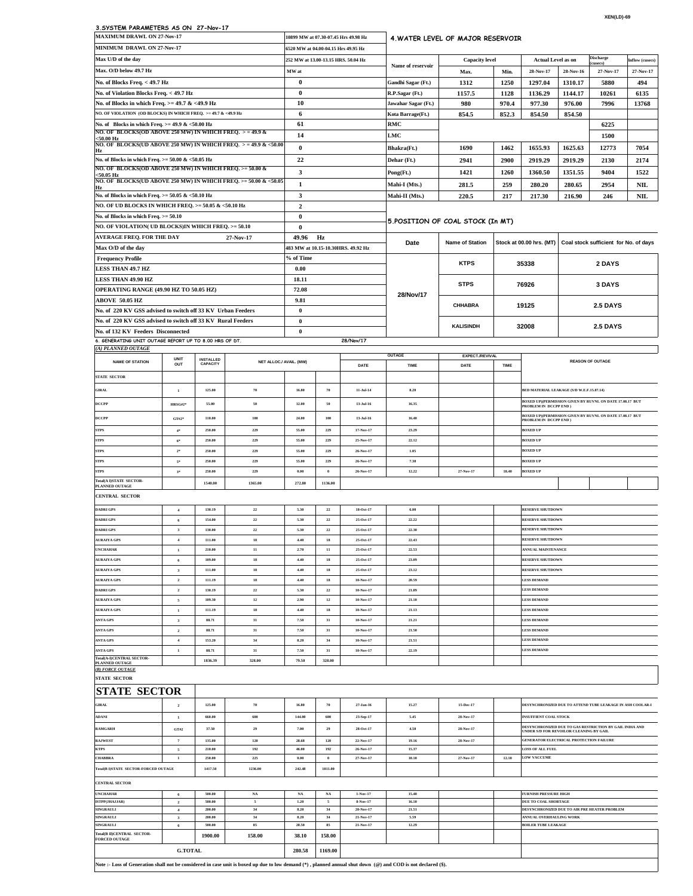XEN(LD)-69

### 3.SYSTEM PARAMETERS AS ON 27-Nov-17

| | |
|---|---|
| MAXIMUM DRAWL ON 27-Nov-17 | 10899 MW at 07.30-07.45 Hrs 49.98 Hz |
| MINIMUM DRAWL ON 27-Nov-17 | 6520 MW at 04.00-04.15 Hrs 49.95 Hz |
| Max U/D of the day | 252 MW at 13.00-13.15 HRS. 50.04 Hz |
| Max. O/D below 49.7 Hz | MW at |
| No. of Blocks Freq. < 49.7 Hz | 0 |
| No. of Violation Blocks Freq. < 49.7 Hz | 0 |
| No. of Blocks in which Freq. >= 49.7 & <49.9 Hz | 10 |
| NO. OF VIOLATION (OD BLOCKS) IN WHICH FREQ. >= 49.7 & <49.9 Hz | 6 |
| No. of Blocks in which Freq. >= 49.9 & <50.00 Hz | 61 |
| NO. OF BLOCKS(OD ABOVE 250 MW) IN WHICH FREQ. > = 49.9 & <50.00 Hz | 14 |
| NO. OF BLOCKS(UD ABOVE 250 MW) IN WHICH FREQ. > = 49.9 & <50.00 Hz | 0 |
| No. of Blocks in which Freq. >= 50.00 & <50.05 Hz | 22 |
| NO. OF BLOCKS(OD ABOVE 250 MW) IN WHICH FREQ. >= 50.00 & <50.05 Hz | 3 |
| NO. OF BLOCKS(UD ABOVE 250 MW) IN WHICH FREQ. >= 50.00 & <50.05 Hz | 1 |
| No. of Blocks in which Freq. >= 50.05 & <50.10 Hz | 3 |
| NO. OF UD BLOCKS IN WHICH FREQ. >= 50.05 & <50.10 Hz | 2 |
| No. of Blocks in which Freq. >= 50.10 | 0 |
| NO. OF VIOLATION( UD BLOCKS)IN WHICH FREQ. >= 50.10 | 0 |
| AVERAGE FREQ. FOR THE DAY 27-Nov-17 | 49.96 Hz |
| Max O/D of the day | 483 MW at 10.15-10.30HRS. 49.92 Hz |
| Frequency Profile | % of Time |
| LESS THAN 49.7 HZ | 0.00 |
| LESS THAN 49.90 HZ | 18.11 |
| OPERATING RANGE (49.90 HZ TO 50.05 HZ) | 72.08 |
| ABOVE 50.05 HZ | 9.81 |
| No. of 220 KV GSS advised to switch off 33 KV Urban Feeders | 0 |
| No. of 220 KV GSS advised to switch off 33 KV Rural Feeders | 0 |
| No. of 132 KV Feeders Disconnected | 0 |

### 4.WATER LEVEL OF MAJOR RESERVOIR

| Name of reservoir | Capacity level | | Actual Level as on | | Discharge (cusecs) | Inflow (cusecs) |
|---|---|---|---|---|---|---|
| | Max. | Min. | 28-Nov-17 | 28-Nov-16 | 27-Nov-17 | 27-Nov-17 |
| Gandhi Sagar (Ft.) | 1312 | 1250 | 1297.04 | 1310.17 | 5880 | 494 |
| R.P.Sagar (Ft.) | 1157.5 | 1128 | 1136.29 | 1144.17 | 10261 | 6135 |
| Jawahar Sagar (Ft.) | 980 | 970.4 | 977.30 | 976.00 | 7996 | 13768 |
| Kota Barrage(Ft.) | 854.5 | 852.3 | 854.50 | 854.50 | | |
| RMC | | | | | 6225 | |
| LMC | | | | | 1500 | |
| Bhakra(Ft.) | 1690 | 1462 | 1655.93 | 1625.63 | 12773 | 7054 |
| Dehar (Ft.) | 2941 | 2900 | 2919.29 | 2919.29 | 2130 | 2174 |
| Pong(Ft.) | 1421 | 1260 | 1360.50 | 1351.55 | 9404 | 1522 |
| Mahi-I (Mts.) | 281.5 | 259 | 280.20 | 280.65 | 2954 | NIL |
| Mahi-II (Mts.) | 220.5 | 217 | 217.30 | 216.90 | 246 | NIL |

### 5.POSITION OF COAL STOCK (In MT)

| Date | Name of Station | Stock at 00.00 hrs. (MT) | Coal stock sufficient for No. of days |
|---|---|---|---|
| 28/Nov/17 | KTPS | 35338 | 2 DAYS |
| | STPS | 76926 | 3 DAYS |
| | CHHABRA | 19125 | 2.5 DAYS |
| | KALISINDH | 32008 | 2.5 DAYS |

### 6. GENERATING UNIT OUTAGE REPORT UP TO 8.00 HRS OF DT. 28/Nov/17

*(A) PLANNED OUTAGE*

| NAME OF STATION | UNIT OUT | INSTALLED CAPACITY | NET ALLOC./ AVAIL. (MW) | | | OUTAGE DATE | OUTAGE TIME | EXPECT./REVIVAL DATE | EXPECT./REVIVAL TIME | REASON OF OUTAGE |
|---|---|---|---|---|---|---|---|---|---|---|
| **STATE SECTOR** | | | | | | | | | | |
| GIRAL | 1 | 125.00 | 70 | 16.80 | 70 | 11-Jul-14 | 8.20 | | | BED MATERIAL LEAKAGE (S/D W.E.F.15.07.14) |
| DCCPP | HRSG#2* | 55.00 | 50 | 12.00 | 50 | 13-Jul-16 | 16.35 | | | BOXED UP((PERMISSION GIVEN BY RUVNL ON DATE 17.08.17 BUT PROBLEM IN DCCPP END ) |
| DCCPP | GT#2* | 110.00 | 100 | 24.00 | 100 | 13-Jul-16 | 16.40 | | | BOXED UP((PERMISSION GIVEN BY RUVNL ON DATE 17.08.17 BUT PROBLEM IN DCCPP END ) |
| STPS | 4* | 250.00 | 229 | 55.00 | 229 | 17-Nov-17 | 23.29 | | | BOXED UP |
| STPS | 6* | 250.00 | 229 | 55.00 | 229 | 25-Nov-17 | 22.12 | | | BOXED UP |
| STPS | 2* | 250.00 | 229 | 55.00 | 229 | 26-Nov-17 | 1.05 | | | BOXED UP |
| STPS | 5* | 250.00 | 229 | 55.00 | 229 | 26-Nov-17 | 7.38 | | | BOXED UP |
| STPS | 3* | 250.00 | 229 | 0.00 | 0 | 26-Nov-17 | 12.22 | 27-Nov-17 | 18.40 | BOXED UP |
| Total(A I)STATE SECTOR-PLANNED OUTAGE | | 1540.00 | 1365.00 | 272.80 | 1136.00 | | | | | |
| **CENTRAL SECTOR** | | | | | | | | | | |
| DADRI GPS | 4 | 130.19 | 22 | 5.30 | 22 | 18-Oct-17 | 6.00 | | | RESERVE SHUTDOWN |
| DADRI GPS | 6 | 154.00 | 22 | 5.30 | 22 | 25-Oct-17 | 22.22 | | | RESERVE SHUTDOWN |
| DADRI GPS | 3 | 130.00 | 22 | 5.30 | 22 | 25-Oct-17 | 22.30 | | | RESERVE SHUTDOWN |
| AURAIYA GPS | 4 | 111.00 | 18 | 4.40 | 18 | 25-Oct-17 | 22.43 | | | RESERVE SHUTDOWN |
| UNCHAHAR | 1 | 210.00 | 11 | 2.70 | 11 | 25-Oct-17 | 22.53 | | | ANNUAL MAINTENANCE |
| AURAIYA GPS | 6 | 109.00 | 18 | 4.40 | 18 | 25-Oct-17 | 23.09 | | | RESERVE SHUTDOWN |
| AURAIYA GPS | 3 | 111.00 | 18 | 4.40 | 18 | 25-Oct-17 | 23.12 | | | RESERVE SHUTDOWN |
| AURAIYA GPS | 2 | 111.19 | 18 | 4.40 | 18 | 10-Nov-17 | 20.59 | | | LESS DEMAND |
| DADRI GPS | 2 | 130.19 | 22 | 5.30 | 22 | 10-Nov-17 | 21.09 | | | LESS DEMAND |
| AURAIYA GPS | 5 | 109.30 | 12 | 2.90 | 12 | 10-Nov-17 | 21.10 | | | LESS DEMAND |
| AURAIYA GPS | 1 | 111.19 | 18 | 4.40 | 18 | 10-Nov-17 | 21.13 | | | LESS DEMAND |
| ANTA GPS | 3 | 88.71 | 31 | 7.50 | 31 | 10-Nov-17 | 21.21 | | | LESS DEMAND |
| ANTA GPS | 2 | 88.71 | 31 | 7.50 | 31 | 10-Nov-17 | 21.50 | | | LESS DEMAND |
| ANTA GPS | 4 | 153.20 | 34 | 8.20 | 34 | 10-Nov-17 | 21.51 | | | LESS DEMAND |
| ANTA GPS | 1 | 88.71 | 31 | 7.50 | 31 | 10-Nov-17 | 22.19 | | | LESS DEMAND |
| Total(A-I)CENTRAL SECTOR-PLANNED OUTAGE | | 1836.39 | 328.00 | 79.50 | 328.00 | | | | | |

*(B) FORCE OUTAGE*

| NAME OF STATION | UNIT OUT | INSTALLED CAPACITY | NET ALLOC./ AVAIL. (MW) | | | OUTAGE DATE | OUTAGE TIME | EXPECT./REVIVAL DATE | EXPECT./REVIVAL TIME | REASON OF OUTAGE |
|---|---|---|---|---|---|---|---|---|---|---|
| **STATE SECTOR** | | | | | | | | | | |
| GIRAL | 2 | 125.00 | 70 | 16.80 | 70 | 27-Jan-16 | 15.27 | 15-Dec-17 | | DESYNCHRONIZED DUE TO ATTEND TUBE LEAKAGE IN ASH COOLAR-I |
| ADANI | 1 | 660.00 | 600 | 144.00 | 600 | 23-Sep-17 | 5.45 | 28-Nov-17 | | INSUFFIENT COAL STOCK |
| RAMGARH | GT#2 | 37.50 | 29 | 7.00 | 29 | 28-Oct-17 | 4.50 | 28-Nov-17 | | DESYNCHRONIZED DUE TO GAS RESTRICTION BY GAIL INDIA AND UNDER S/D FOR REVOILOR CLEANING BY GAIL |
| RAJWEST | 7 | 135.00 | 120 | 28.68 | 120 | 22-Nov-17 | 19.16 | 28-Nov-17 | | GENERATOR ELECTRICAL PROTECTION FAILURE |
| KTPS | 5 | 210.00 | 192 | 46.00 | 192 | 26-Nov-17 | 15.37 | | | LOSS OF ALL FUEL |
| CHABBRA | 1 | 250.00 | 225 | 0.00 | 0 | 27-Nov-17 | 10.10 | 27-Nov-17 | 12.10 | LOW VACCUME |
| Total(B I)STATE SECTOR-FORCED OUTAGE | | 1417.50 | 1236.00 | 242.48 | 1011.00 | | | | | |
| **CENTRAL SECTOR** | | | | | | | | | | |
| UNCHAHAR | 6 | 500.00 | NA | NA | NA | 1-Nov-17 | 15.40 | | | FURNISH PRESSURE HIGH |
| ISTPP(JHAJJAR) | 2 | 500.00 | 5 | 1.20 | 5 | 8-Nov-17 | 16.10 | | | DUE TO COAL SHORTAGE |
| SINGRAULI | 4 | 200.00 | 34 | 8.20 | 34 | 20-Nov-17 | 21.51 | | | DESYNCHRONIZED DUE TO AIR PRE HEATER PROBLEM |
| SINGRAULI | 3 | 200.00 | 34 | 8.20 | 34 | 21-Nov-17 | 5.59 | | | ANNUAL OVERHAULING WORK |
| SINGRAULI | 6 | 500.00 | 85 | 20.50 | 85 | 21-Nov-17 | 12.29 | | | BOILER TUBE LEAKAGE |
| Total(B II)CENTRAL SECTOR-FORCED OUTAGE | | 1900.00 | 158.00 | 38.10 | 158.00 | | | | | |
| G.TOTAL | | | | 280.58 | 1169.00 | | | | | |

Note :- Loss of Generation shall not be considered in case unit is boxed up due to low demand (*) , planned annual shut down (@) and COD is not declared ($).